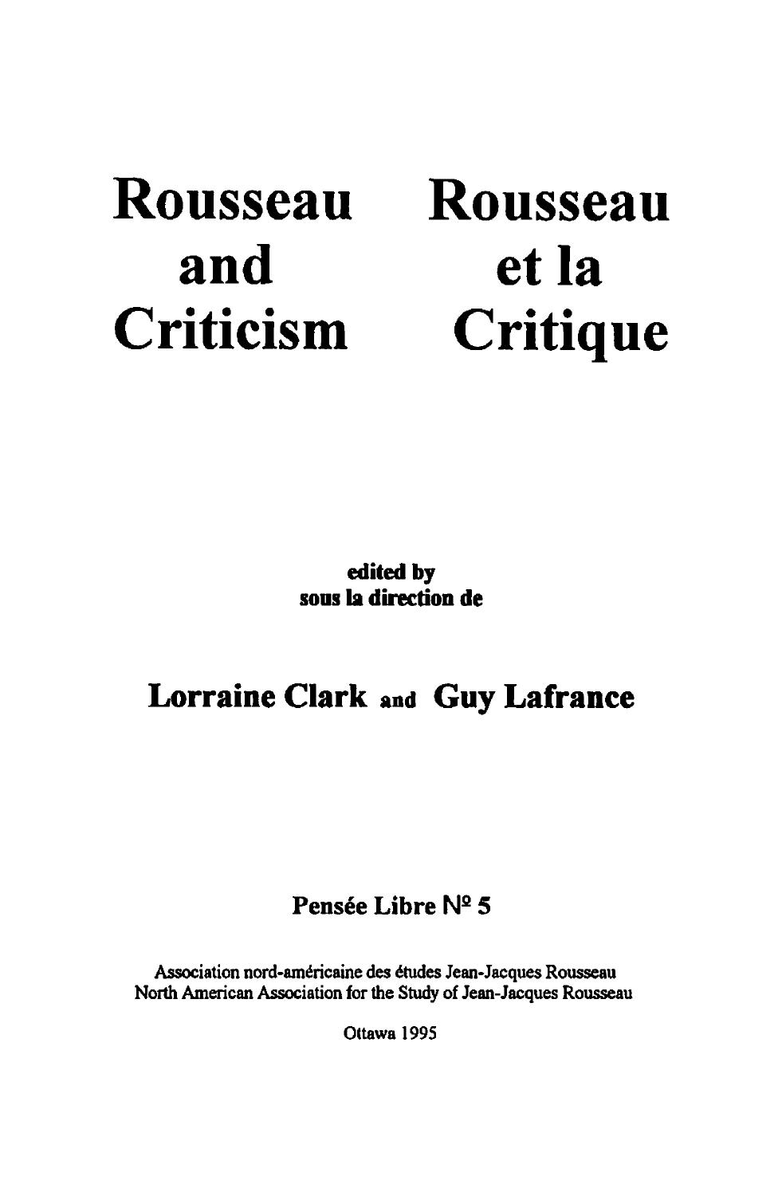# Rousseau and Criticism

# Rousseau et la Critique

**edited by**
**sous la direction de**

**Lorraine Clark and Guy Lafrance**

**Pensée Libre Nº 5**

Association nord-américaine des études Jean-Jacques Rousseau
North American Association for the Study of Jean-Jacques Rousseau

Ottawa 1995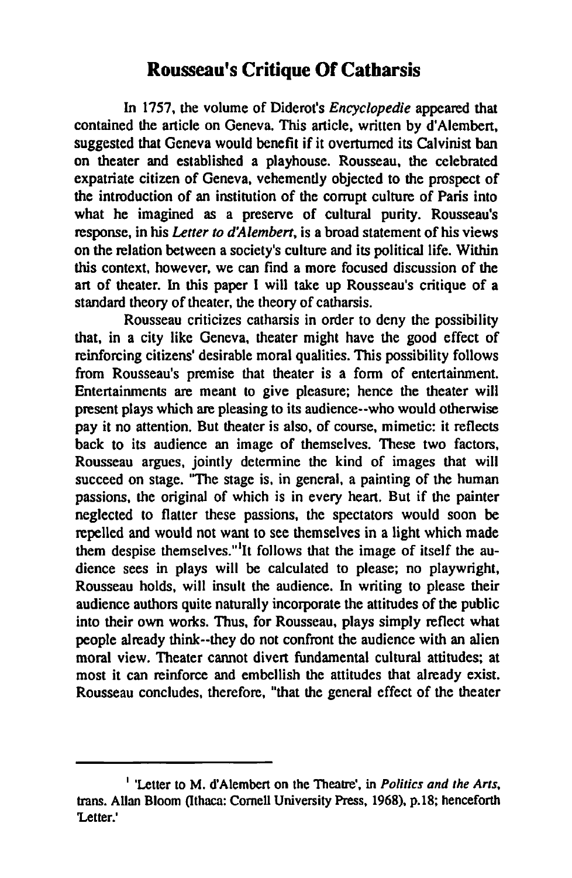# Rousseau's Critique Of Catharsis

In 1757, the volume of Diderot's *Encyclopedie* appeared that contained the article on Geneva. This article, written by d'Alembert, suggested that Geneva would benefit if it overturned its Calvinist ban on theater and established a playhouse. Rousseau, the celebrated expatriate citizen of Geneva, vehemently objected to the prospect of the introduction of an institution of the corrupt culture of Paris into what he imagined as a preserve of cultural purity. Rousseau's response, in his *Letter to d'Alembert*, is a broad statement of his views on the relation between a society's culture and its political life. Within this context, however, we can find a more focused discussion of the art of theater. In this paper I will take up Rousseau's critique of a standard theory of theater, the theory of catharsis.

Rousseau criticizes catharsis in order to deny the possibility that, in a city like Geneva, theater might have the good effect of reinforcing citizens' desirable moral qualities. This possibility follows from Rousseau's premise that theater is a form of entertainment. Entertainments are meant to give pleasure; hence the theater will present plays which are pleasing to its audience--who would otherwise pay it no attention. But theater is also, of course, mimetic: it reflects back to its audience an image of themselves. These two factors, Rousseau argues, jointly determine the kind of images that will succeed on stage. "The stage is, in general, a painting of the human passions, the original of which is in every heart. But if the painter neglected to flatter these passions, the spectators would soon be repelled and would not want to see themselves in a light which made them despise themselves."[1] It follows that the image of itself the audience sees in plays will be calculated to please; no playwright, Rousseau holds, will insult the audience. In writing to please their audience authors quite naturally incorporate the attitudes of the public into their own works. Thus, for Rousseau, plays simply reflect what people already think--they do not confront the audience with an alien moral view. Theater cannot divert fundamental cultural attitudes; at most it can reinforce and embellish the attitudes that already exist. Rousseau concludes, therefore, "that the general effect of the theater

---

[1] 'Letter to M. d'Alembert on the Theatre', in *Politics and the Arts*, trans. Allan Bloom (Ithaca: Cornell University Press, 1968), p.18; henceforth 'Letter.'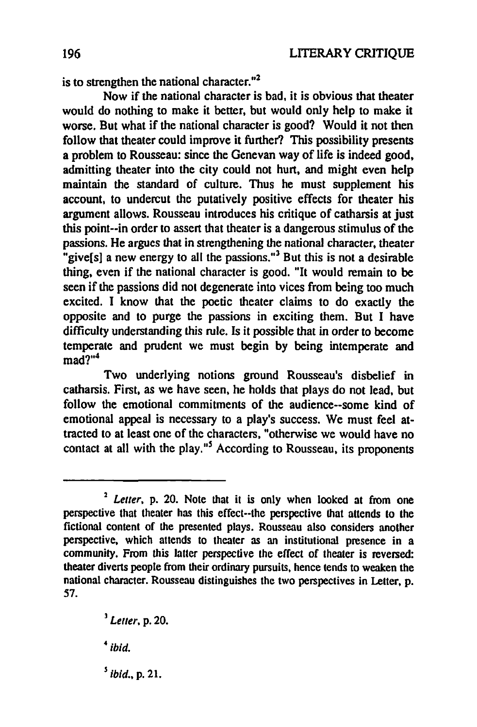is to strengthen the national character."[2]

Now if the national character is bad, it is obvious that theater would do nothing to make it better, but would only help to make it worse. But what if the national character is good? Would it not then follow that theater could improve it further? This possibility presents a problem to Rousseau: since the Genevan way of life is indeed good, admitting theater into the city could not hurt, and might even help maintain the standard of culture. Thus he must supplement his account, to undercut the putatively positive effects for theater his argument allows. Rousseau introduces his critique of catharsis at just this point--in order to assert that theater is a dangerous stimulus of the passions. He argues that in strengthening the national character, theater "give[s] a new energy to all the passions."[3] But this is not a desirable thing, even if the national character is good. "It would remain to be seen if the passions did not degenerate into vices from being too much excited. I know that the poetic theater claims to do exactly the opposite and to purge the passions in exciting them. But I have difficulty understanding this rule. Is it possible that in order to become temperate and prudent we must begin by being intemperate and mad?"[4]

Two underlying notions ground Rousseau's disbelief in catharsis. First, as we have seen, he holds that plays do not lead, but follow the emotional commitments of the audience--some kind of emotional appeal is necessary to a play's success. We must feel attracted to at least one of the characters, "otherwise we would have no contact at all with the play."[5] According to Rousseau, its proponents

---

[2] *Letter*, p. 20. Note that it is only when looked at from one perspective that theater has this effect--the perspective that attends to the fictional content of the presented plays. Rousseau also considers another perspective, which attends to theater as an institutional presence in a community. From this latter perspective the effect of theater is reversed: theater diverts people from their ordinary pursuits, hence tends to weaken the national character. Rousseau distinguishes the two perspectives in Letter, p. 57.

[3] *Letter*, p. 20.

[4] *ibid.*

[5] *ibid.*, p. 21.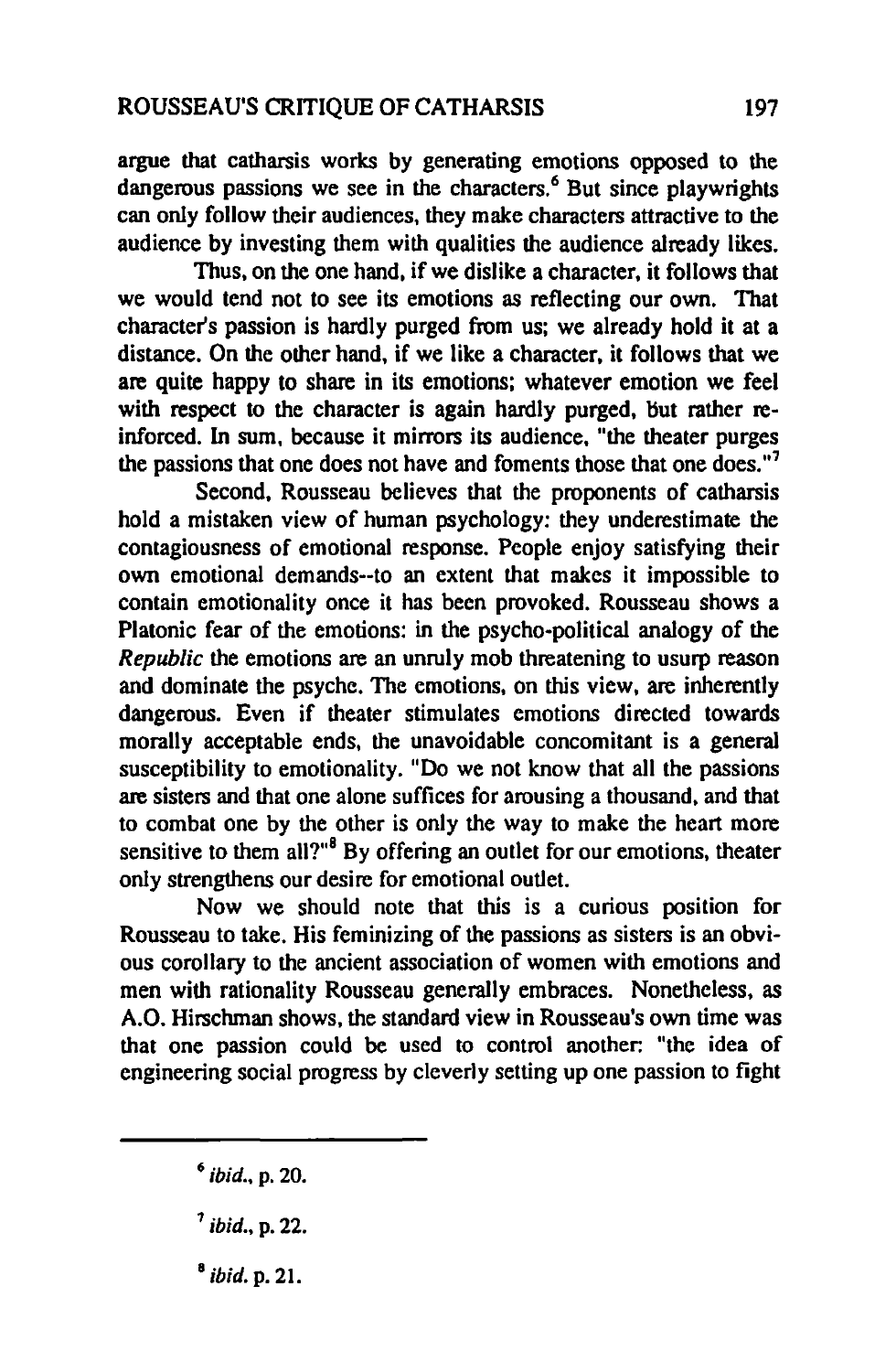argue that catharsis works by generating emotions opposed to the dangerous passions we see in the characters.[6] But since playwrights can only follow their audiences, they make characters attractive to the audience by investing them with qualities the audience already likes.

Thus, on the one hand, if we dislike a character, it follows that we would tend not to see its emotions as reflecting our own. That character's passion is hardly purged from us; we already hold it at a distance. On the other hand, if we like a character, it follows that we are quite happy to share in its emotions; whatever emotion we feel with respect to the character is again hardly purged, but rather reinforced. In sum, because it mirrors its audience, "the theater purges the passions that one does not have and foments those that one does."[7]

Second, Rousseau believes that the proponents of catharsis hold a mistaken view of human psychology: they underestimate the contagiousness of emotional response. People enjoy satisfying their own emotional demands--to an extent that makes it impossible to contain emotionality once it has been provoked. Rousseau shows a Platonic fear of the emotions: in the psycho-political analogy of the *Republic* the emotions are an unruly mob threatening to usurp reason and dominate the psyche. The emotions, on this view, are inherently dangerous. Even if theater stimulates emotions directed towards morally acceptable ends, the unavoidable concomitant is a general susceptibility to emotionality. "Do we not know that all the passions are sisters and that one alone suffices for arousing a thousand, and that to combat one by the other is only the way to make the heart more sensitive to them all?"[8] By offering an outlet for our emotions, theater only strengthens our desire for emotional outlet.

Now we should note that this is a curious position for Rousseau to take. His feminizing of the passions as sisters is an obvious corollary to the ancient association of women with emotions and men with rationality Rousseau generally embraces. Nonetheless, as A.O. Hirschman shows, the standard view in Rousseau's own time was that one passion could be used to control another: "the idea of engineering social progress by cleverly setting up one passion to fight

---

[6] *ibid.*, p. 20.

[7] *ibid.*, p. 22.

[8] *ibid.* p. 21.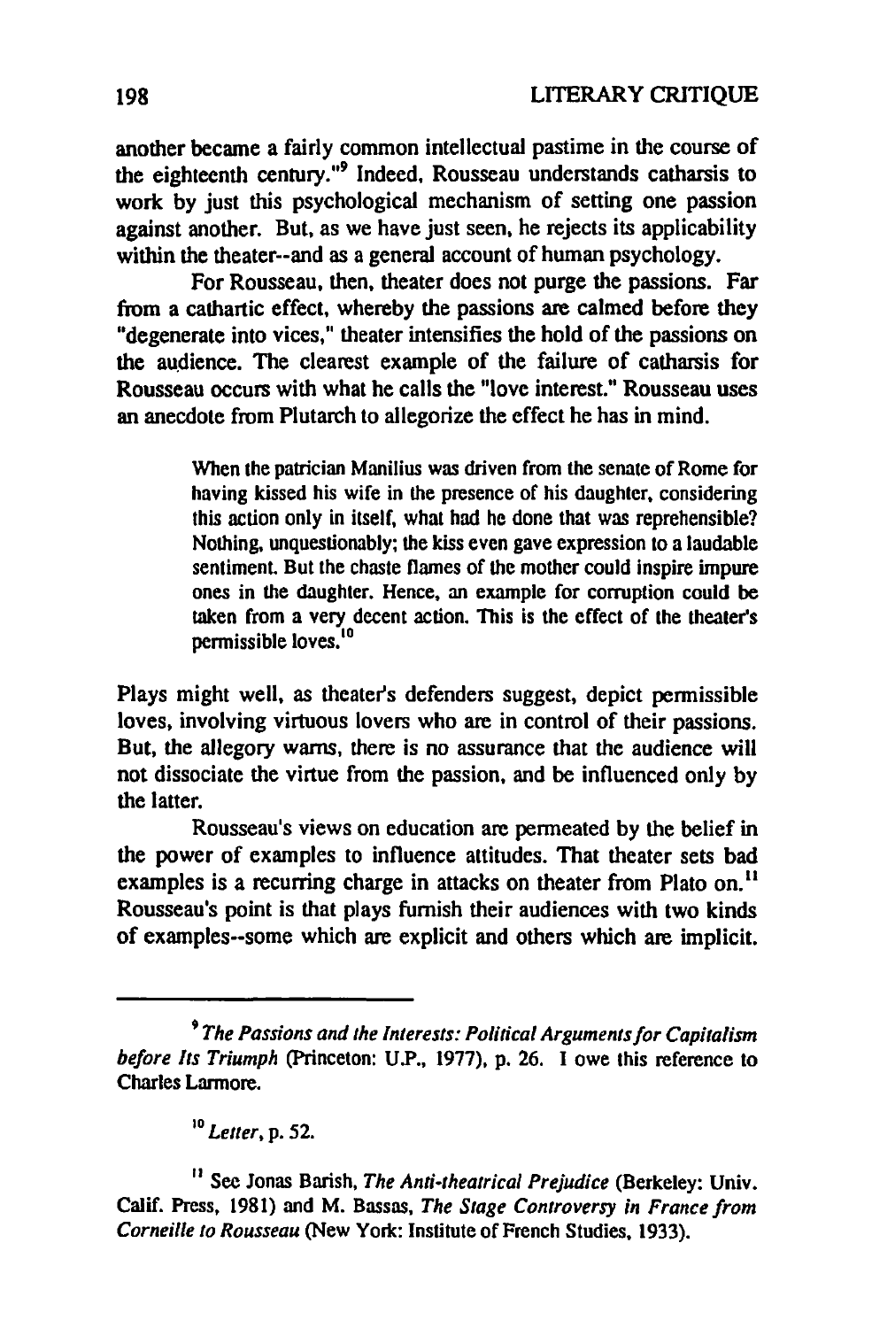another became a fairly common intellectual pastime in the course of the eighteenth century."[9] Indeed, Rousseau understands catharsis to work by just this psychological mechanism of setting one passion against another. But, as we have just seen, he rejects its applicability within the theater--and as a general account of human psychology.

For Rousseau, then, theater does not purge the passions. Far from a cathartic effect, whereby the passions are calmed before they "degenerate into vices," theater intensifies the hold of the passions on the audience. The clearest example of the failure of catharsis for Rousseau occurs with what he calls the "love interest." Rousseau uses an anecdote from Plutarch to allegorize the effect he has in mind.

> When the patrician Manilius was driven from the senate of Rome for having kissed his wife in the presence of his daughter, considering this action only in itself, what had he done that was reprehensible? Nothing, unquestionably; the kiss even gave expression to a laudable sentiment. But the chaste flames of the mother could inspire impure ones in the daughter. Hence, an example for corruption could be taken from a very decent action. This is the effect of the theater's permissible loves.[10]

Plays might well, as theater's defenders suggest, depict permissible loves, involving virtuous lovers who are in control of their passions. But, the allegory warns, there is no assurance that the audience will not dissociate the virtue from the passion, and be influenced only by the latter.

Rousseau's views on education are permeated by the belief in the power of examples to influence attitudes. That theater sets bad examples is a recurring charge in attacks on theater from Plato on.[11] Rousseau's point is that plays furnish their audiences with two kinds of examples--some which are explicit and others which are implicit.

---

[9] *The Passions and the Interests: Political Arguments for Capitalism before Its Triumph* (Princeton: U.P., 1977), p. 26. I owe this reference to Charles Larmore.

[10] *Letter*, p. 52.

[11] See Jonas Barish, *The Anti-theatrical Prejudice* (Berkeley: Univ. Calif. Press, 1981) and M. Bassas, *The Stage Controversy in France from Corneille to Rousseau* (New York: Institute of French Studies, 1933).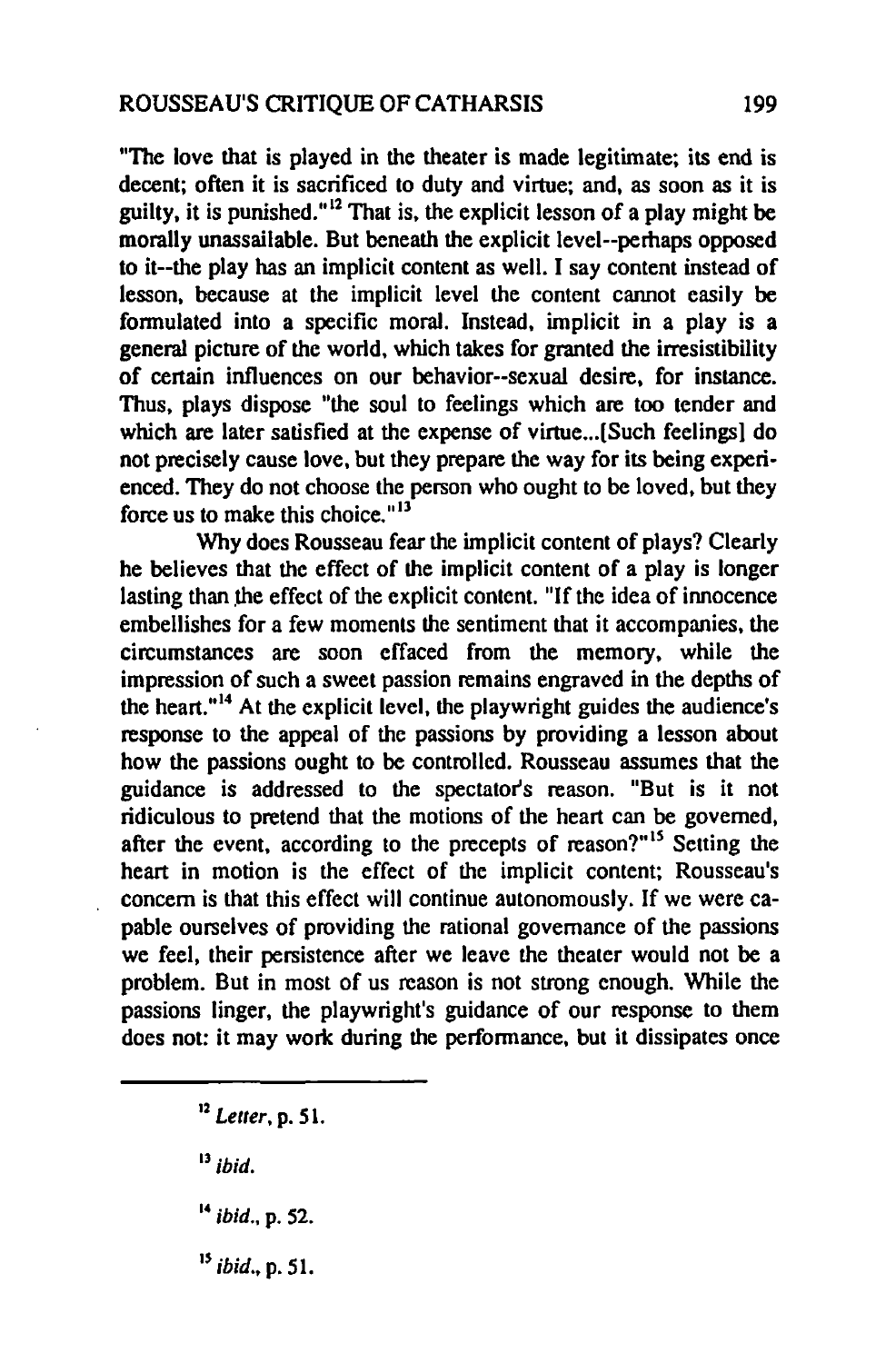"The love that is played in the theater is made legitimate; its end is decent; often it is sacrificed to duty and virtue; and, as soon as it is guilty, it is punished."[12] That is, the explicit lesson of a play might be morally unassailable. But beneath the explicit level--perhaps opposed to it--the play has an implicit content as well. I say content instead of lesson, because at the implicit level the content cannot easily be formulated into a specific moral. Instead, implicit in a play is a general picture of the world, which takes for granted the irresistibility of certain influences on our behavior--sexual desire, for instance. Thus, plays dispose "the soul to feelings which are too tender and which are later satisfied at the expense of virtue...[Such feelings] do not precisely cause love, but they prepare the way for its being experienced. They do not choose the person who ought to be loved, but they force us to make this choice."[13]

Why does Rousseau fear the implicit content of plays? Clearly he believes that the effect of the implicit content of a play is longer lasting than the effect of the explicit content. "If the idea of innocence embellishes for a few moments the sentiment that it accompanies, the circumstances are soon effaced from the memory, while the impression of such a sweet passion remains engraved in the depths of the heart."[14] At the explicit level, the playwright guides the audience's response to the appeal of the passions by providing a lesson about how the passions ought to be controlled. Rousseau assumes that the guidance is addressed to the spectator's reason. "But is it not ridiculous to pretend that the motions of the heart can be governed, after the event, according to the precepts of reason?"[15] Setting the heart in motion is the effect of the implicit content; Rousseau's concern is that this effect will continue autonomously. If we were capable ourselves of providing the rational governance of the passions we feel, their persistence after we leave the theater would not be a problem. But in most of us reason is not strong enough. While the passions linger, the playwright's guidance of our response to them does not: it may work during the performance, but it dissipates once

---

[12] *Letter*, p. 51.

[13] *ibid.*

[14] *ibid.*, p. 52.

[15] *ibid.*, p. 51.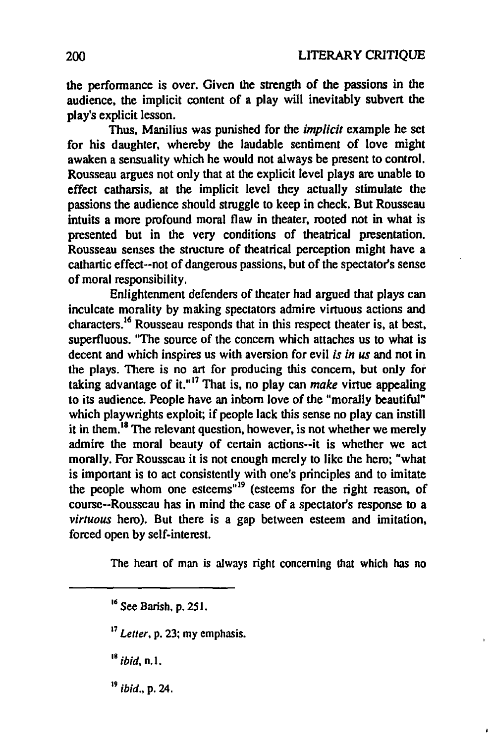the performance is over. Given the strength of the passions in the audience, the implicit content of a play will inevitably subvert the play's explicit lesson.

Thus, Manilius was punished for the *implicit* example he set for his daughter, whereby the laudable sentiment of love might awaken a sensuality which he would not always be present to control. Rousseau argues not only that at the explicit level plays are unable to effect catharsis, at the implicit level they actually stimulate the passions the audience should struggle to keep in check. But Rousseau intuits a more profound moral flaw in theater, rooted not in what is presented but in the very conditions of theatrical presentation. Rousseau senses the structure of theatrical perception might have a cathartic effect--not of dangerous passions, but of the spectator's sense of moral responsibility.

Enlightenment defenders of theater had argued that plays can inculcate morality by making spectators admire virtuous actions and characters.[16] Rousseau responds that in this respect theater is, at best, superfluous. "The source of the concern which attaches us to what is decent and which inspires us with aversion for evil *is in us* and not in the plays. There is no art for producing this concern, but only for taking advantage of it."[17] That is, no play can *make* virtue appealing to its audience. People have an inborn love of the "morally beautiful" which playwrights exploit; if people lack this sense no play can instill it in them.[18] The relevant question, however, is not whether we merely admire the moral beauty of certain actions--it is whether we act morally. For Rousseau it is not enough merely to like the hero; "what is important is to act consistently with one's principles and to imitate the people whom one esteems"[19] (esteems for the right reason, of course--Rousseau has in mind the case of a spectator's response to a *virtuous* hero). But there is a gap between esteem and imitation, forced open by self-interest.

The heart of man is always right concerning that which has no

---

[16] See Barish, p. 251.

[17] *Letter*, p. 23; my emphasis.

[18] *ibid*, n.1.

[19] *ibid.*, p. 24.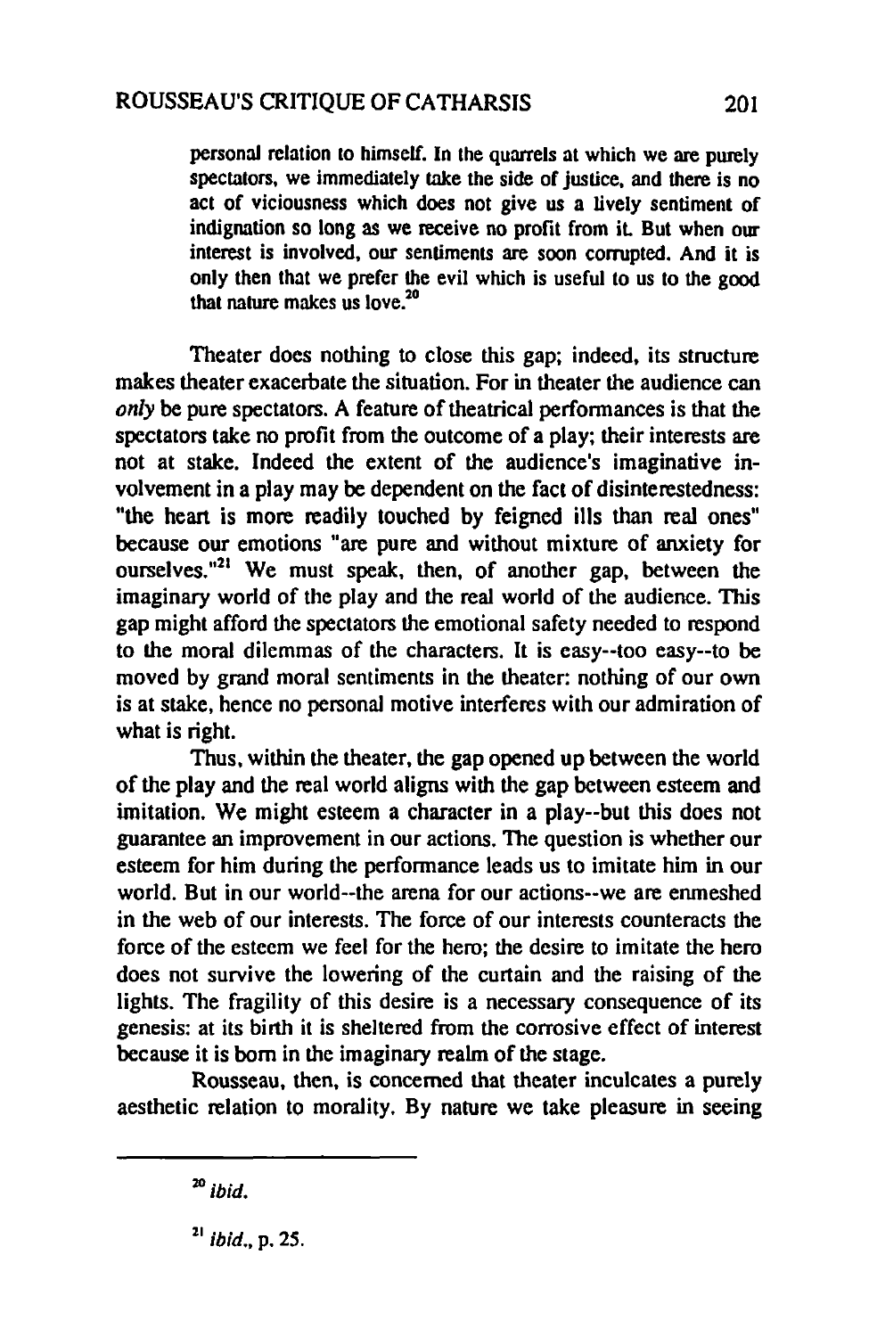> personal relation to himself. In the quarrels at which we are purely spectators, we immediately take the side of justice, and there is no act of viciousness which does not give us a lively sentiment of indignation so long as we receive no profit from it. But when our interest is involved, our sentiments are soon corrupted. And it is only then that we prefer the evil which is useful to us to the good that nature makes us love.[20]

Theater does nothing to close this gap; indeed, its structure makes theater exacerbate the situation. For in theater the audience can *only* be pure spectators. A feature of theatrical performances is that the spectators take no profit from the outcome of a play; their interests are not at stake. Indeed the extent of the audience's imaginative involvement in a play may be dependent on the fact of disinterestedness: "the heart is more readily touched by feigned ills than real ones" because our emotions "are pure and without mixture of anxiety for ourselves."[21] We must speak, then, of another gap, between the imaginary world of the play and the real world of the audience. This gap might afford the spectators the emotional safety needed to respond to the moral dilemmas of the characters. It is easy--too easy--to be moved by grand moral sentiments in the theater: nothing of our own is at stake, hence no personal motive interferes with our admiration of what is right.

Thus, within the theater, the gap opened up between the world of the play and the real world aligns with the gap between esteem and imitation. We might esteem a character in a play--but this does not guarantee an improvement in our actions. The question is whether our esteem for him during the performance leads us to imitate him in our world. But in our world--the arena for our actions--we are enmeshed in the web of our interests. The force of our interests counteracts the force of the esteem we feel for the hero; the desire to imitate the hero does not survive the lowering of the curtain and the raising of the lights. The fragility of this desire is a necessary consequence of its genesis: at its birth it is sheltered from the corrosive effect of interest because it is born in the imaginary realm of the stage.

Rousseau, then, is concerned that theater inculcates a purely aesthetic relation to morality. By nature we take pleasure in seeing

---

[20] *ibid.*

[21] *ibid.*, p. 25.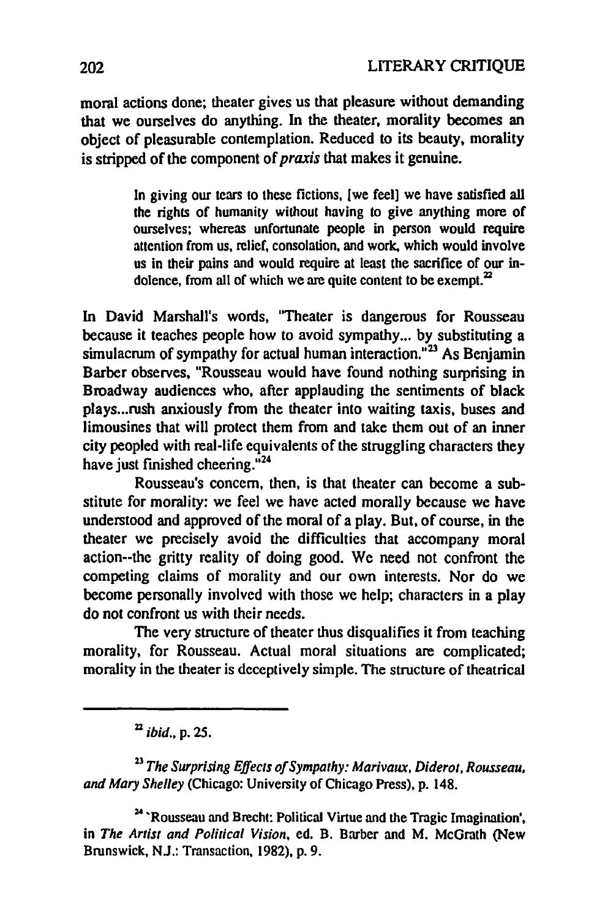moral actions done; theater gives us that pleasure without demanding that we ourselves do anything. In the theater, morality becomes an object of pleasurable contemplation. Reduced to its beauty, morality is stripped of the component of *praxis* that makes it genuine.

> In giving our tears to these fictions, [we feel] we have satisfied all the rights of humanity without having to give anything more of ourselves; whereas unfortunate people in person would require attention from us, relief, consolation, and work, which would involve us in their pains and would require at least the sacrifice of our indolence, from all of which we are quite content to be exempt.[22]

In David Marshall's words, "Theater is dangerous for Rousseau because it teaches people how to avoid sympathy... by substituting a simulacrum of sympathy for actual human interaction."[23] As Benjamin Barber observes, "Rousseau would have found nothing surprising in Broadway audiences who, after applauding the sentiments of black plays...rush anxiously from the theater into waiting taxis, buses and limousines that will protect them from and take them out of an inner city peopled with real-life equivalents of the struggling characters they have just finished cheering."[24]

Rousseau's concern, then, is that theater can become a substitute for morality: we feel we have acted morally because we have understood and approved of the moral of a play. But, of course, in the theater we precisely avoid the difficulties that accompany moral action--the gritty reality of doing good. We need not confront the competing claims of morality and our own interests. Nor do we become personally involved with those we help; characters in a play do not confront us with their needs.

The very structure of theater thus disqualifies it from teaching morality, for Rousseau. Actual moral situations are complicated; morality in the theater is deceptively simple. The structure of theatrical

---

[22] *ibid.*, p. 25.

[23] *The Surprising Effects of Sympathy: Marivaux, Diderot, Rousseau, and Mary Shelley* (Chicago: University of Chicago Press), p. 148.

[24] 'Rousseau and Brecht: Political Virtue and the Tragic Imagination', in *The Artist and Political Vision*, ed. B. Barber and M. McGrath (New Brunswick, N.J.: Transaction, 1982), p. 9.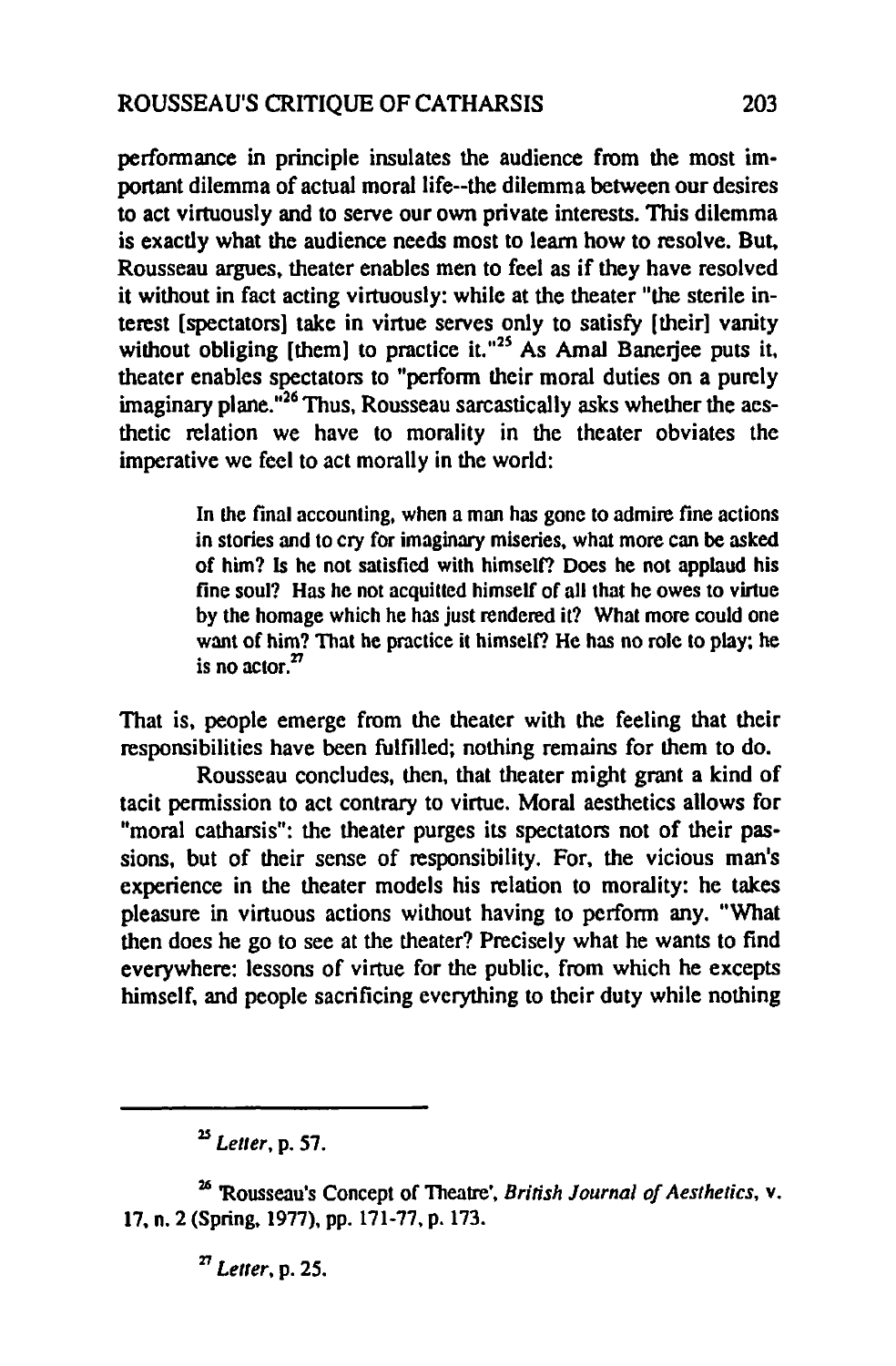performance in principle insulates the audience from the most important dilemma of actual moral life--the dilemma between our desires to act virtuously and to serve our own private interests. This dilemma is exactly what the audience needs most to learn how to resolve. But, Rousseau argues, theater enables men to feel as if they have resolved it without in fact acting virtuously: while at the theater "the sterile interest [spectators] take in virtue serves only to satisfy [their] vanity without obliging [them] to practice it."[25] As Amal Banerjee puts it, theater enables spectators to "perform their moral duties on a purely imaginary plane."[26] Thus, Rousseau sarcastically asks whether the aesthetic relation we have to morality in the theater obviates the imperative we feel to act morally in the world:

> In the final accounting, when a man has gone to admire fine actions in stories and to cry for imaginary miseries, what more can be asked of him? Is he not satisfied with himself? Does he not applaud his fine soul? Has he not acquitted himself of all that he owes to virtue by the homage which he has just rendered it? What more could one want of him? That he practice it himself? He has no role to play; he is no actor.[27]

That is, people emerge from the theater with the feeling that their responsibilities have been fulfilled; nothing remains for them to do.

Rousseau concludes, then, that theater might grant a kind of tacit permission to act contrary to virtue. Moral aesthetics allows for "moral catharsis": the theater purges its spectators not of their passions, but of their sense of responsibility. For, the vicious man's experience in the theater models his relation to morality: he takes pleasure in virtuous actions without having to perform any. "What then does he go to see at the theater? Precisely what he wants to find everywhere: lessons of virtue for the public, from which he excepts himself, and people sacrificing everything to their duty while nothing

---

[25] *Letter*, p. 57.

[26] 'Rousseau's Concept of Theatre', *British Journal of Aesthetics*, v. 17, n. 2 (Spring, 1977), pp. 171-77, p. 173.

[27] *Letter*, p. 25.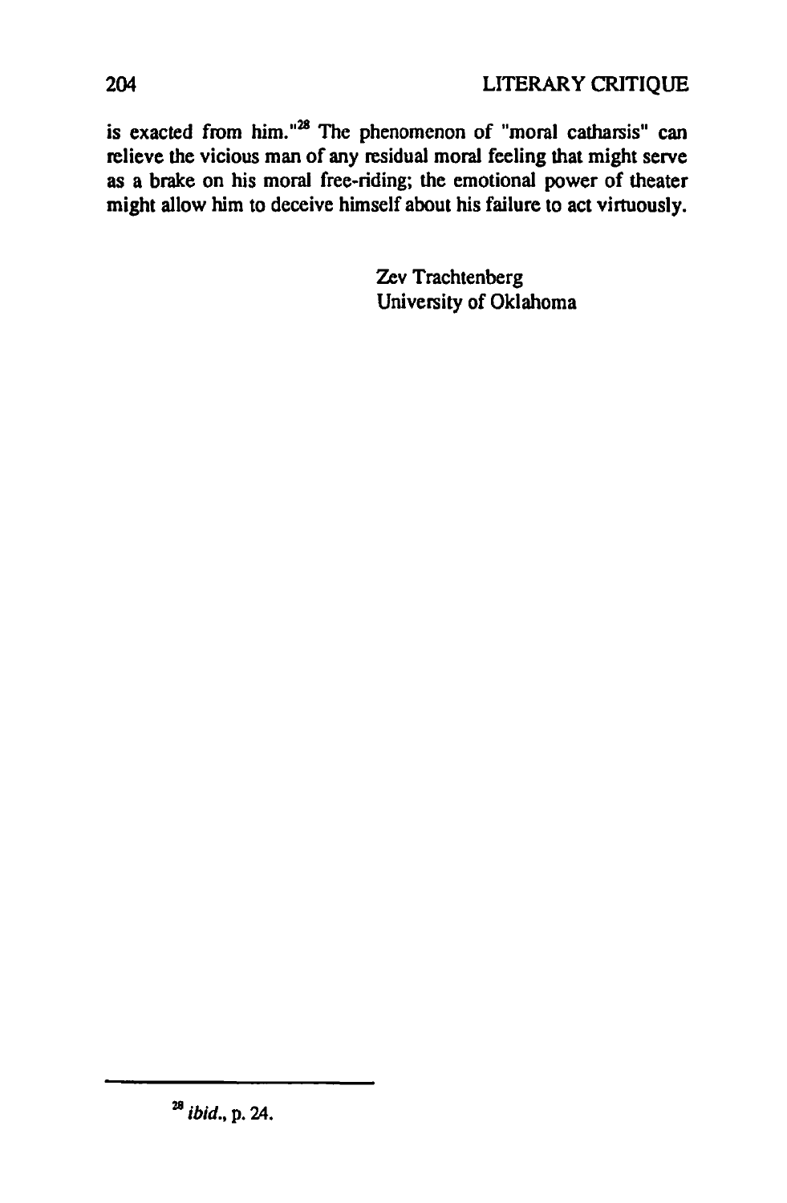is exacted from him."[28] The phenomenon of "moral catharsis" can relieve the vicious man of any residual moral feeling that might serve as a brake on his moral free-riding; the emotional power of theater might allow him to deceive himself about his failure to act virtuously.

Zev Trachtenberg
University of Oklahoma

---

[28] *ibid.*, p. 24.